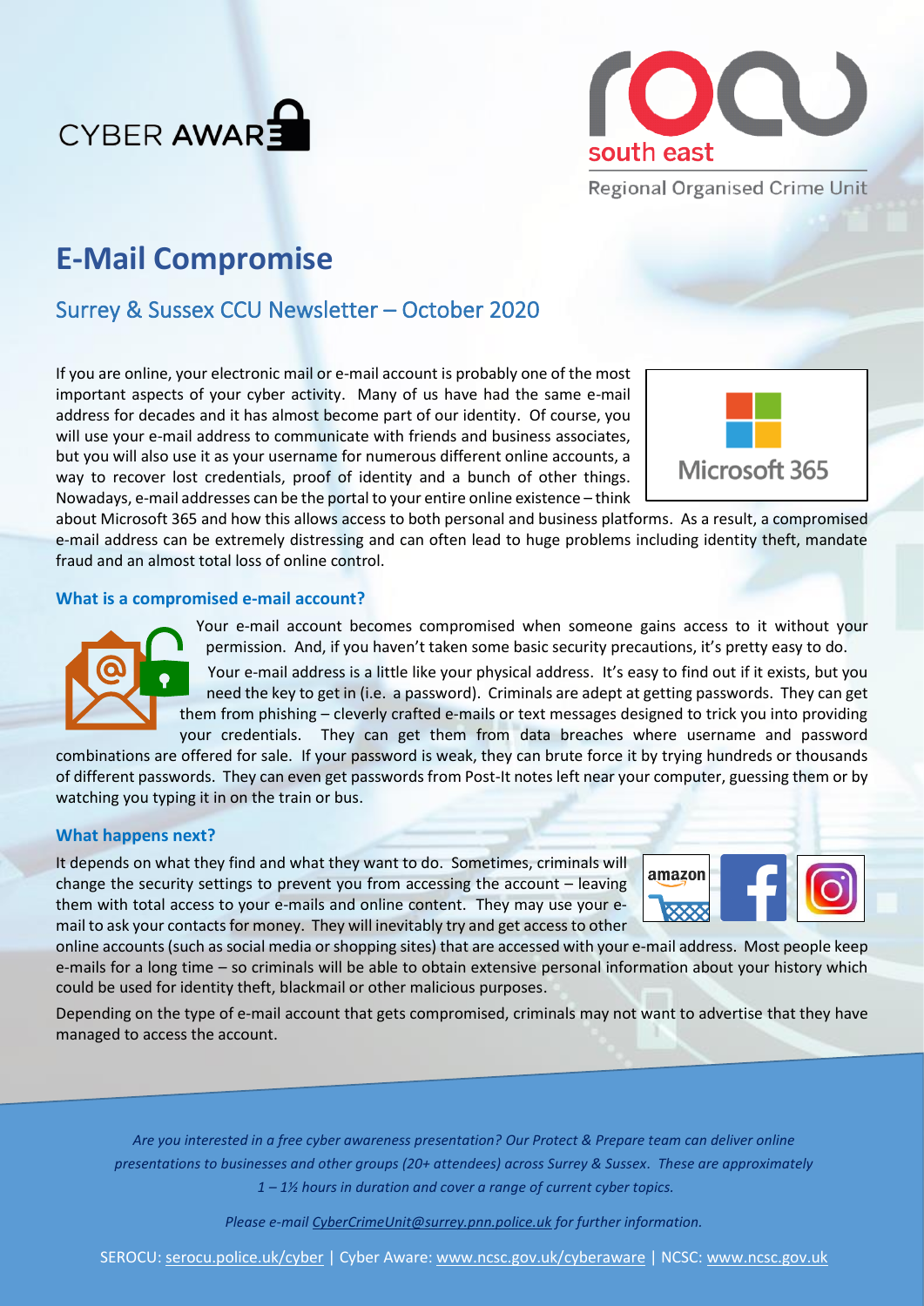CYBER AWARE

south east

Regional Organised Crime Unit

# E-Mail Compromise

## Surrey & Sussex CCU Newsletter – October 2020

If you are online, your electronic mail or e-mail account is probably one of the most important aspects of your cyber activity. Many of us have had the same e-mail address for decades and it has almost become part of our identity. Of course, you will use your e-mail address to communicate with friends and business associates, but you will also use it as your username for numerous different online accounts, a way to recover lost credentials, proof of identity and a bunch of other things. Nowadays, e-mail addresses can be the portal to your entire online existence – think about Microsoft 365 and how this allows access to both personal and business platforms. As a result, a compromised e-mail address can be extremely distressing and can often lead to huge problems including identity theft, mandate fraud and an almost total loss of online control.

### What is a compromised e-mail account?

Your e-mail account becomes compromised when someone gains access to it without your permission. And, if you haven't taken some basic security precautions, it's pretty easy to do.

Your e-mail address is a little like your physical address. It's easy to find out if it exists, but you need the key to get in (i.e. a password). Criminals are adept at getting passwords. They can get them from phishing – cleverly crafted e-mails or text messages designed to trick you into providing your credentials. They can get them from data breaches where username and password combinations are offered for sale. If your password is weak, they can brute force it by trying hundreds or thousands of different passwords. They can even get passwords from Post-It notes left near your computer, guessing them or by watching you typing it in on the train or bus.

### What happens next?

It depends on what they find and what they want to do. Sometimes, criminals will change the security settings to prevent you from accessing the account – leaving them with total access to your e-mails and online content. They may use your e-mail to ask your contacts for money. They will inevitably try and get access to other online accounts (such as social media or shopping sites) that are accessed with your e-mail address. Most people keep e-mails for a long time – so criminals will be able to obtain extensive personal information about your history which could be used for identity theft, blackmail or other malicious purposes.

Depending on the type of e-mail account that gets compromised, criminals may not want to advertise that they have managed to access the account.

*Are you interested in a free cyber awareness presentation? Our Protect & Prepare team can deliver online presentations to businesses and other groups (20+ attendees) across Surrey & Sussex. These are approximately 1 – 1½ hours in duration and cover a range of current cyber topics.*

*Please e-mail CyberCrimeUnit@surrey.pnn.police.uk for further information.*

SEROCU: serocu.police.uk/cyber | Cyber Aware: www.ncsc.gov.uk/cyberaware | NCSC: www.ncsc.gov.uk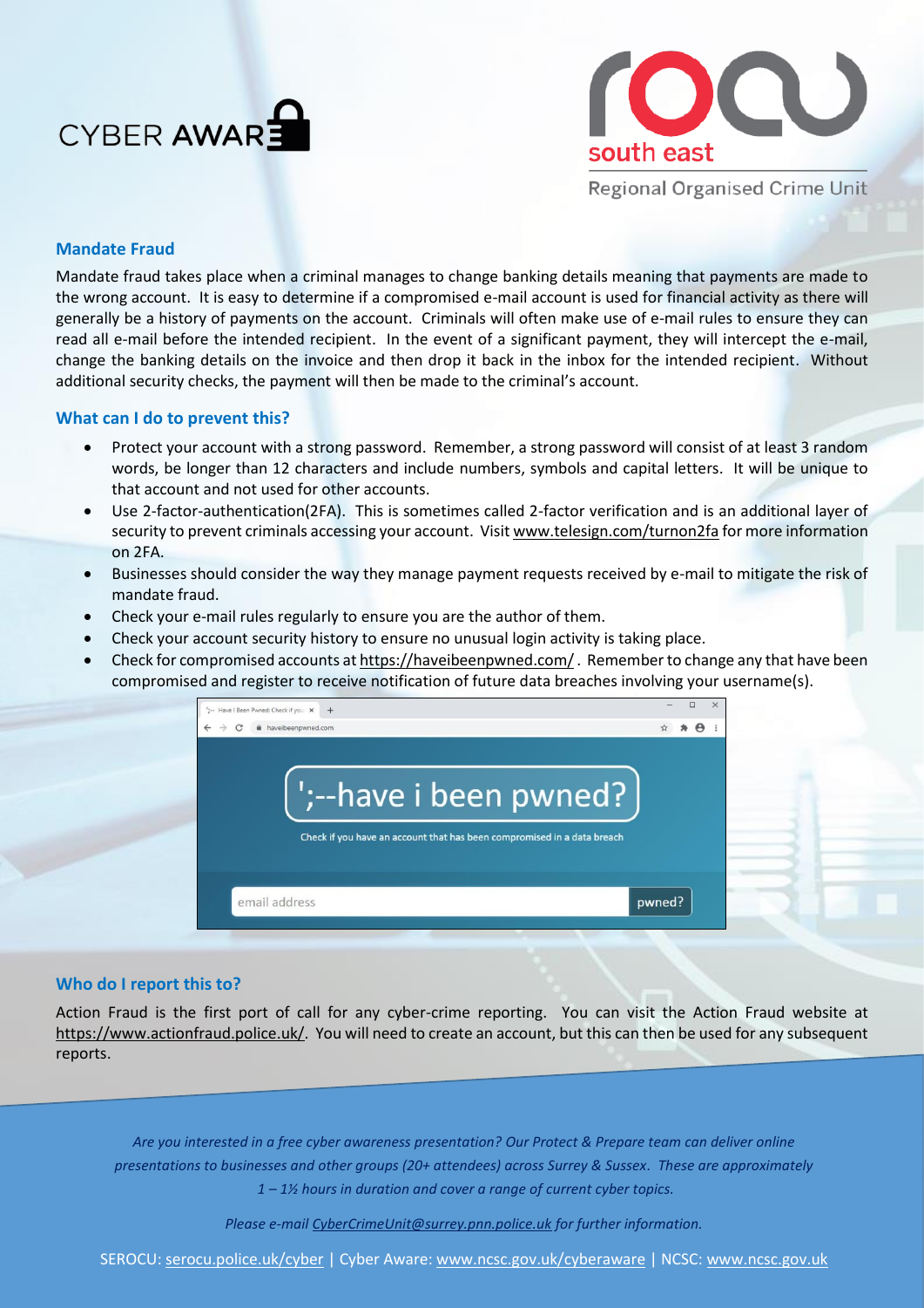CYBER AWARE

south east
Regional Organised Crime Unit

## Mandate Fraud

Mandate fraud takes place when a criminal manages to change banking details meaning that payments are made to the wrong account. It is easy to determine if a compromised e-mail account is used for financial activity as there will generally be a history of payments on the account. Criminals will often make use of e-mail rules to ensure they can read all e-mail before the intended recipient. In the event of a significant payment, they will intercept the e-mail, change the banking details on the invoice and then drop it back in the inbox for the intended recipient. Without additional security checks, the payment will then be made to the criminal's account.

## What can I do to prevent this?

- Protect your account with a strong password. Remember, a strong password will consist of at least 3 random words, be longer than 12 characters and include numbers, symbols and capital letters. It will be unique to that account and not used for other accounts.
- Use 2-factor-authentication(2FA). This is sometimes called 2-factor verification and is an additional layer of security to prevent criminals accessing your account. Visit www.telesign.com/turnon2fa for more information on 2FA.
- Businesses should consider the way they manage payment requests received by e-mail to mitigate the risk of mandate fraud.
- Check your e-mail rules regularly to ensure you are the author of them.
- Check your account security history to ensure no unusual login activity is taking place.
- Check for compromised accounts at https://haveibeenpwned.com/ . Remember to change any that have been compromised and register to receive notification of future data breaches involving your username(s).

## Who do I report this to?

Action Fraud is the first port of call for any cyber-crime reporting. You can visit the Action Fraud website at https://www.actionfraud.police.uk/. You will need to create an account, but this can then be used for any subsequent reports.

*Are you interested in a free cyber awareness presentation? Our Protect & Prepare team can deliver online presentations to businesses and other groups (20+ attendees) across Surrey & Sussex. These are approximately 1 – 1½ hours in duration and cover a range of current cyber topics.*

*Please e-mail CyberCrimeUnit@surrey.pnn.police.uk for further information.*

SEROCU: serocu.police.uk/cyber | Cyber Aware: www.ncsc.gov.uk/cyberaware | NCSC: www.ncsc.gov.uk